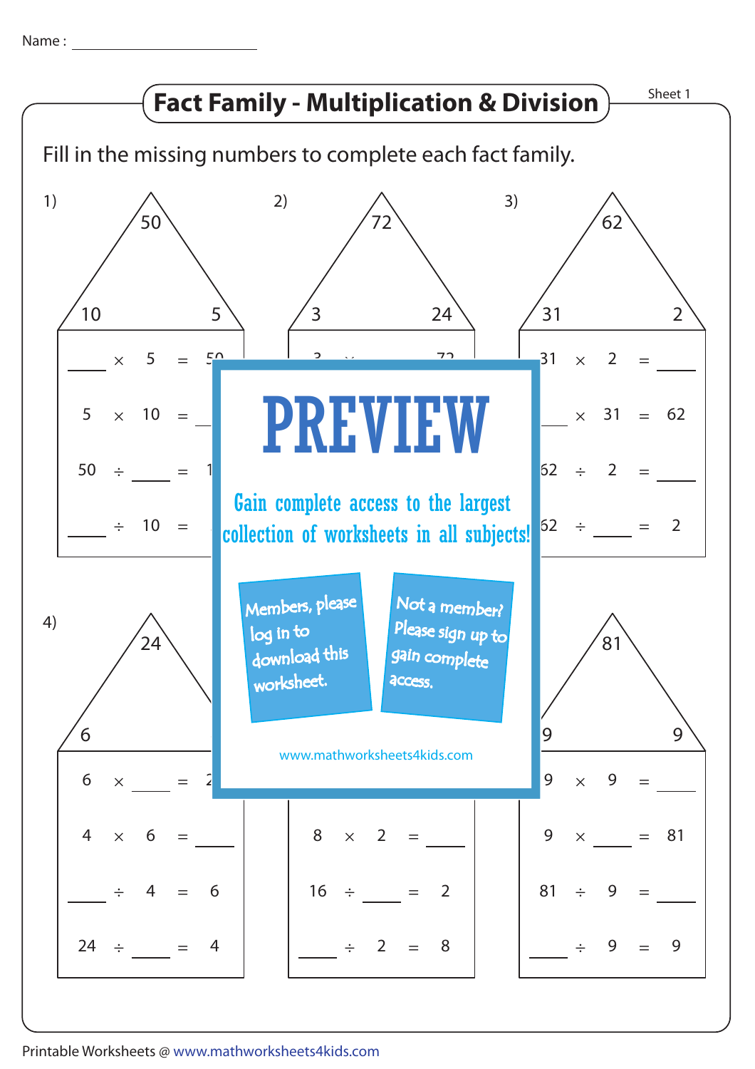Name : ______________________

# Fact Family - Multiplication & Division

Sheet 1

Fill in the missing numbers to complete each fact family.

**1)** 50; 10, 5

| | | | | |
|---|---|---|---|---|
| ____ | × | 5 | = | 50 |
| 5 | × | 10 | = | ____ |
| 50 | ÷ | ____ | = | 1 |
| ____ | ÷ | 10 | = | |

**2)** 72; 3, 24

| | | | | |
|---|---|---|---|---|
| 3 | × | | | 72 |

**3)** 62; 31, 2

| | | | | |
|---|---|---|---|---|
| 31 | × | 2 | = | ____ |
| ____ | × | 31 | = | 62 |
| 62 | ÷ | 2 | = | ____ |
| 62 | ÷ | ____ | = | 2 |

**4)** 24; 6

| | | | | |
|---|---|---|---|---|
| 6 | × | ____ | = | 2 |
| 4 | × | 6 | = | ____ |
| ____ | ÷ | 4 | = | 6 |
| 24 | ÷ | ____ | = | 4 |

**5)**

| | | | | |
|---|---|---|---|---|
| 8 | × | 2 | = | ____ |
| 16 | ÷ | ____ | = | 2 |
| ____ | ÷ | 2 | = | 8 |

**6)** 81; 9, 9

| | | | | |
|---|---|---|---|---|
| 9 | × | 9 | = | ____ |
| 9 | × | ____ | = | 81 |
| 81 | ÷ | 9 | = | ____ |
| ____ | ÷ | 9 | = | 9 |

PREVIEW

Gain complete access to the largest collection of worksheets in all subjects!

Members, please log in to download this worksheet.

Not a member? Please sign up to gain complete access.

www.mathworksheets4kids.com

Printable Worksheets @ www.mathworksheets4kids.com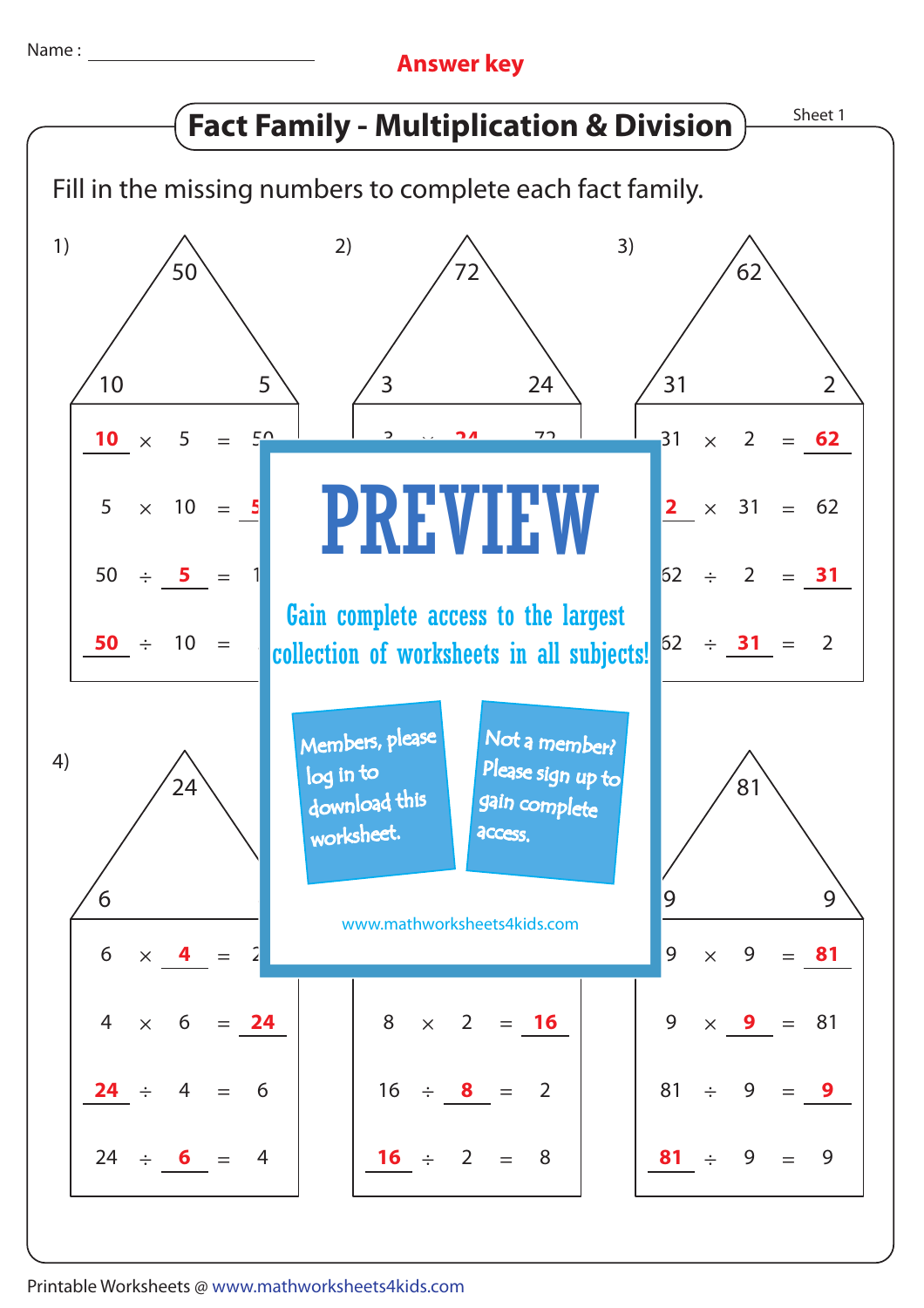Name : ____________________

**Answer key**

## Fact Family - Multiplication & Division

Sheet 1

Fill in the missing numbers to complete each fact family.

**1)** 50; 10, 5

$$10 \times 5 = 50$$
$$5 \times 10 = 5$$
$$50 \div 5 = 1$$
$$50 \div 10 =$$

**2)** 72; 3, 24

$$3 \times 24 = 72$$

**3)** 62; 31, 2

$$31 \times 2 = 62$$
$$2 \times 31 = 62$$
$$62 \div 2 = 31$$
$$62 \div 31 = 2$$

**4)** 24; 6

$$6 \times 4 = 2$$
$$4 \times 6 = 24$$
$$24 \div 4 = 6$$
$$24 \div 6 = 4$$

**5)**

$$8 \times 2 = 16$$
$$16 \div 8 = 2$$
$$16 \div 2 = 8$$

**6)** 81; 9, 9

$$9 \times 9 = 81$$
$$9 \times 9 = 81$$
$$81 \div 9 = 9$$
$$81 \div 9 = 9$$

PREVIEW

Gain complete access to the largest collection of worksheets in all subjects!

Members, please log in to download this worksheet.

Not a member? Please sign up to gain complete access.

www.mathworksheets4kids.com

Printable Worksheets @ www.mathworksheets4kids.com